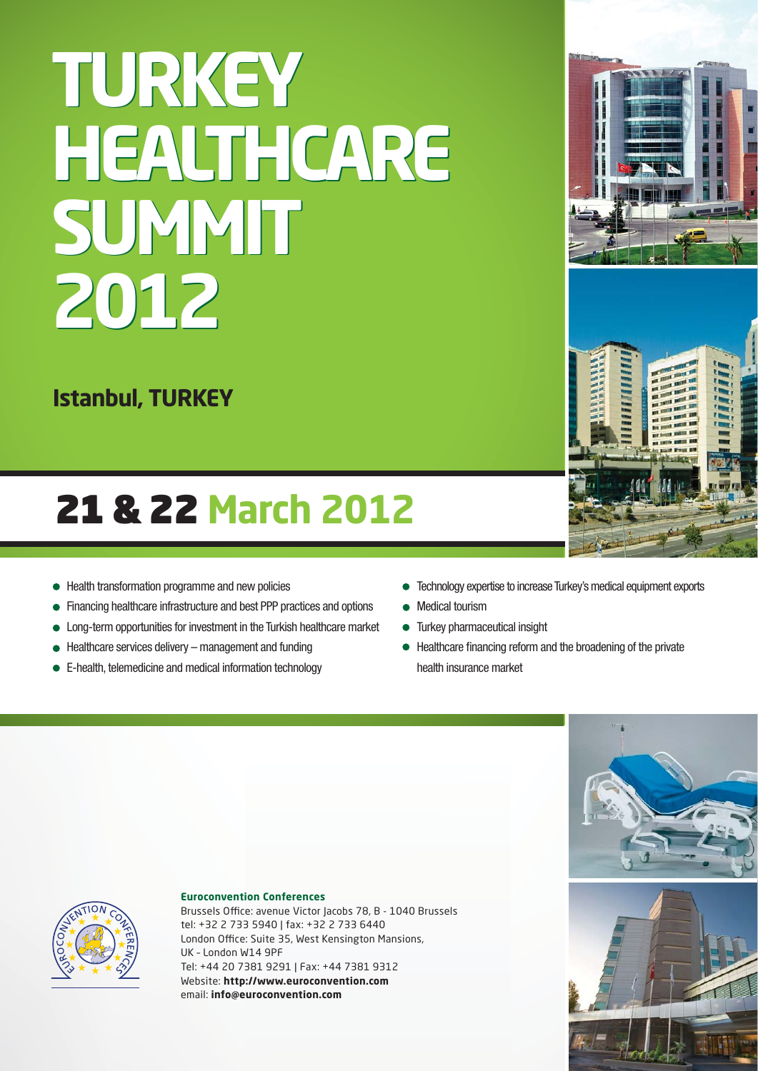# TURKEY HEALTHCARE SUMMIT 2012

**Istanbul, TURKEY**

## 21 & 22 March 2012

- Health transformation programme and new policies
- Financing healthcare infrastructure and best PPP practices and options
- Long-term opportunities for investment in the Turkish healthcare market
- Healthcare services delivery – management and funding
- E-health, telemedicine and medical information technology
- Technology expertise to increase Turkey's medical equipment exports
- Medical tourism
- Turkey pharmaceutical insight
- Healthcare financing reform and the broadening of the private health insurance market

**Euroconvention Conferences**
Brussels Office: avenue Victor Jacobs 78, B - 1040 Brussels
tel: +32 2 733 5940 | fax: +32 2 733 6440
London Office: Suite 35, West Kensington Mansions,
UK - London W14 9PF
Tel: +44 20 7381 9291 | Fax: +44 7381 9312
Website: **http://www.euroconvention.com**
email: **info@euroconvention.com**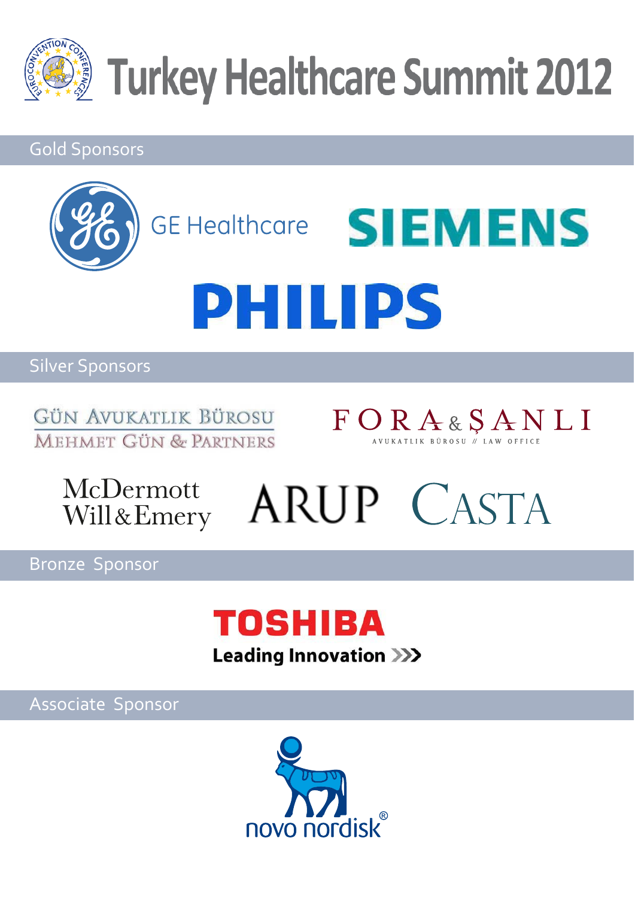# Turkey Healthcare Summit 2012

## Gold Sponsors

GE Healthcare

SIEMENS

PHILIPS

## Silver Sponsors

GÜN AVUKATLIK BÜROSU
MEHMET GÜN & PARTNERS

FORA & ŞANLI
AVUKATLIK BÜROSU // LAW OFFICE

McDermott Will & Emery

ARUP

CASTA

## Bronze Sponsor

TOSHIBA
Leading Innovation

## Associate Sponsor

novo nordisk®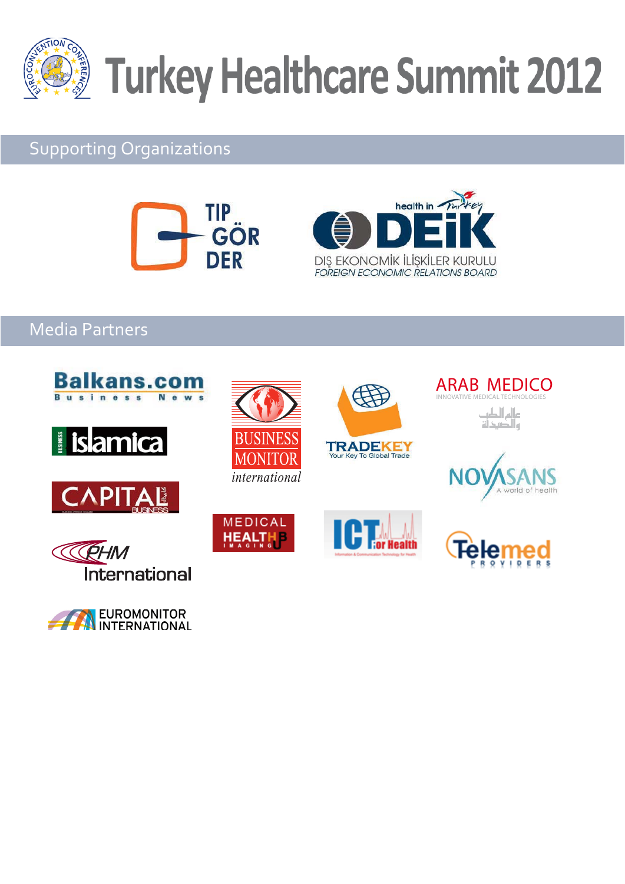# Turkey Healthcare Summit 2012

## Supporting Organizations

TIP GÖR DER

health in Turkey DEİK DIŞ EKONOMİK İLİŞKİLER KURULU FOREIGN ECONOMIC RELATIONS BOARD

## Media Partners

Balkans.com Business News

BUSINESS MONITOR international

TRADEKEY Your Key To Global Trade

ARAB MEDICO INNOVATIVE MEDICAL TECHNOLOGIES عالم الطب والصيدلة

BUSINESS islamica

NOVASANS A world of health

CAPITAL BUSINESS

MEDICAL HEALTH HUB IMAGING

ICT for Health

Telemed PROVIDERS

PHM International

EUROMONITOR INTERNATIONAL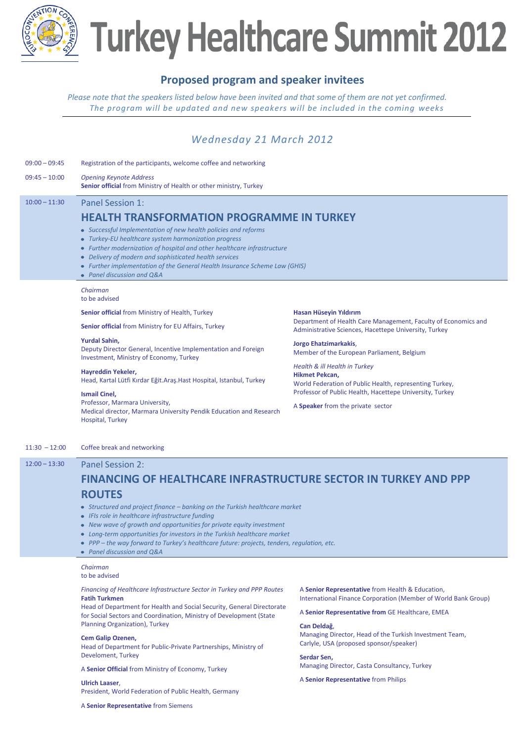# Turkey Healthcare Summit 2012

## Proposed program and speaker invitees

*Please note that the speakers listed below have been invited and that some of them are not yet confirmed.*
*The program will be updated and new speakers will be included in the coming weeks*

## *Wednesday 21 March 2012*

09:00 – 09:45 Registration of the participants, welcome coffee and networking

09:45 – 10:00 *Opening Keynote Address*
**Senior official** from Ministry of Health or other ministry, Turkey

10:00 – 11:30 Panel Session 1:

### HEALTH TRANSFORMATION PROGRAMME IN TURKEY

- *Successful Implementation of new health policies and reforms*
- *Turkey-EU healthcare system harmonization progress*
- *Further modernization of hospital and other healthcare infrastructure*
- *Delivery of modern and sophisticated health services*
- *Further implementation of the General Health Insurance Scheme Law (GHIS)*
- *Panel discussion and Q&A*

*Chairman*
to be advised

**Senior official** from Ministry of Health, Turkey

**Senior official** from Ministry for EU Affairs, Turkey

**Yurdal Sahin,**
Deputy Director General, Incentive Implementation and Foreign Investment, Ministry of Economy, Turkey

**Hayreddin Yekeler,**
Head, Kartal Lütfi Kırdar Eğit.Araş.Hast Hospital, Istanbul, Turkey

**Ismail Cinel,**
Professor, Marmara University,
Medical director, Marmara University Pendik Education and Research Hospital, Turkey

**Hasan Hüseyin Yıldırım**
Department of Health Care Management, Faculty of Economics and Administrative Sciences, Hacettepe University, Turkey

**Jorgo Ehatzimarkakis**,
Member of the European Parliament, Belgium

*Health & ill Health in Turkey*
**Hikmet Pekcan,**
World Federation of Public Health, representing Turkey,
Professor of Public Health, Hacettepe University, Turkey

A **Speaker** from the private sector

11:30 – 12:00 Coffee break and networking

12:00 – 13:30 Panel Session 2:

### FINANCING OF HEALTHCARE INFRASTRUCTURE SECTOR IN TURKEY AND PPP ROUTES

- *Structured and project finance – banking on the Turkish healthcare market*
- *IFIs role in healthcare infrastructure funding*
- *New wave of growth and opportunities for private equity investment*
- *Long-term opportunities for investors in the Turkish healthcare market*
- *PPP – the way forward to Turkey's healthcare future: projects, tenders, regulation, etc.*
- *Panel discussion and Q&A*

*Chairman*
to be advised

*Financing of Healthcare Infrastructure Sector in Turkey and PPP Routes*
**Fatih Turkmen**
Head of Department for Health and Social Security, General Directorate for Social Sectors and Coordination, Ministry of Development (State Planning Organization), Turkey

**Cem Galip Ozenen,**
Head of Department for Public-Private Partnerships, Ministry of Develoment, Turkey

A **Senior Official** from Ministry of Economy, Turkey

**Ulrich Laaser**,
President, World Federation of Public Health, Germany

A **Senior Representative** from Siemens

A **Senior Representative** from Health & Education, International Finance Corporation (Member of World Bank Group)

A **Senior Representative from** GE Healthcare, EMEA

**Can Deldağ**,
Managing Director, Head of the Turkish Investment Team, Carlyle, USA (proposed sponsor/speaker)

**Serdar Sen,**
Managing Director, Casta Consultancy, Turkey

A **Senior Representative** from Philips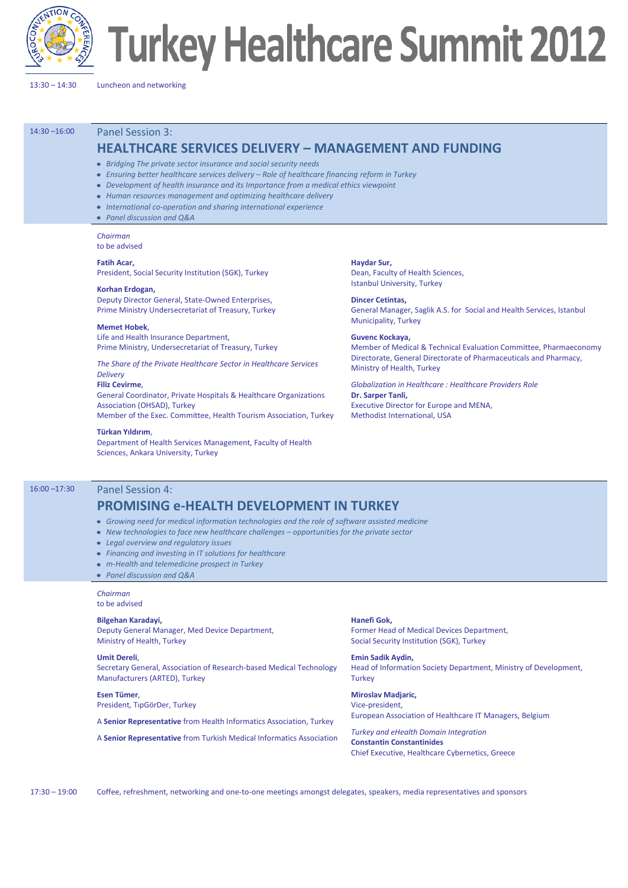# Turkey Healthcare Summit 2012

13:30 – 14:30 Luncheon and networking

14:30 –16:00

## Panel Session 3:

## HEALTHCARE SERVICES DELIVERY – MANAGEMENT AND FUNDING

- *Bridging The private sector insurance and social security needs*
- *Ensuring better healthcare services delivery – Role of healthcare financing reform in Turkey*
- *Development of health insurance and its Importance from a medical ethics viewpoint*
- *Human resources management and optimizing healthcare delivery*
- *International co-operation and sharing international experience*
- *Panel discussion and Q&A*

*Chairman*
to be advised

**Fatih Acar,**
President, Social Security Institution (SGK), Turkey

**Korhan Erdogan,**
Deputy Director General, State-Owned Enterprises, Prime Ministry Undersecretariat of Treasury, Turkey

**Memet Hobek**,
Life and Health Insurance Department, Prime Ministry, Undersecretariat of Treasury, Turkey

*The Share of the Private Healthcare Sector in Healthcare Services Delivery*
**Filiz Cevirme**,
General Coordinator, Private Hospitals & Healthcare Organizations Association (OHSAD), Turkey
Member of the Exec. Committee, Health Tourism Association, Turkey

**Türkan Yıldırım**,
Department of Health Services Management, Faculty of Health Sciences, Ankara University, Turkey

**Haydar Sur,**
Dean, Faculty of Health Sciences, Istanbul University, Turkey

**Dincer Cetintas,**
General Manager, Saglik A.S. for Social and Health Services, Istanbul Municipality, Turkey

**Guvenc Kockaya,**
Member of Medical & Technical Evaluation Committee, Pharmaeconomy Directorate, General Directorate of Pharmaceuticals and Pharmacy, Ministry of Health, Turkey

*Globalization in Healthcare : Healthcare Providers Role*
**Dr. Sarper Tanli,**
Executive Director for Europe and MENA, Methodist International, USA

16:00 –17:30

## Panel Session 4:

## PROMISING e-HEALTH DEVELOPMENT IN TURKEY

- *Growing need for medical information technologies and the role of software assisted medicine*
- *New technologies to face new healthcare challenges – opportunities for the private sector*
- *Legal overview and regulatory issues*
- *Financing and investing in IT solutions for healthcare*
- *m-Health and telemedicine prospect in Turkey*
- *Panel discussion and Q&A*

*Chairman*
to be advised

**Bilgehan Karadayi,**
Deputy General Manager, Med Device Department, Ministry of Health, Turkey

**Umit Dereli**,
Secretary General, Association of Research-based Medical Technology Manufacturers (ARTED), Turkey

**Esen Tümer**,
President, TıpGörDer, Turkey

A **Senior Representative** from Health Informatics Association, Turkey

A **Senior Representative** from Turkish Medical Informatics Association

**Hanefi Gok,**
Former Head of Medical Devices Department, Social Security Institution (SGK), Turkey

**Emin Sadik Aydin,**
Head of Information Society Department, Ministry of Development, Turkey

**Miroslav Madjaric,**
Vice-president, European Association of Healthcare IT Managers, Belgium

*Turkey and eHealth Domain Integration*
**Constantin Constantinides**
Chief Executive, Healthcare Cybernetics, Greece

17:30 – 19:00 Coffee, refreshment, networking and one-to-one meetings amongst delegates, speakers, media representatives and sponsors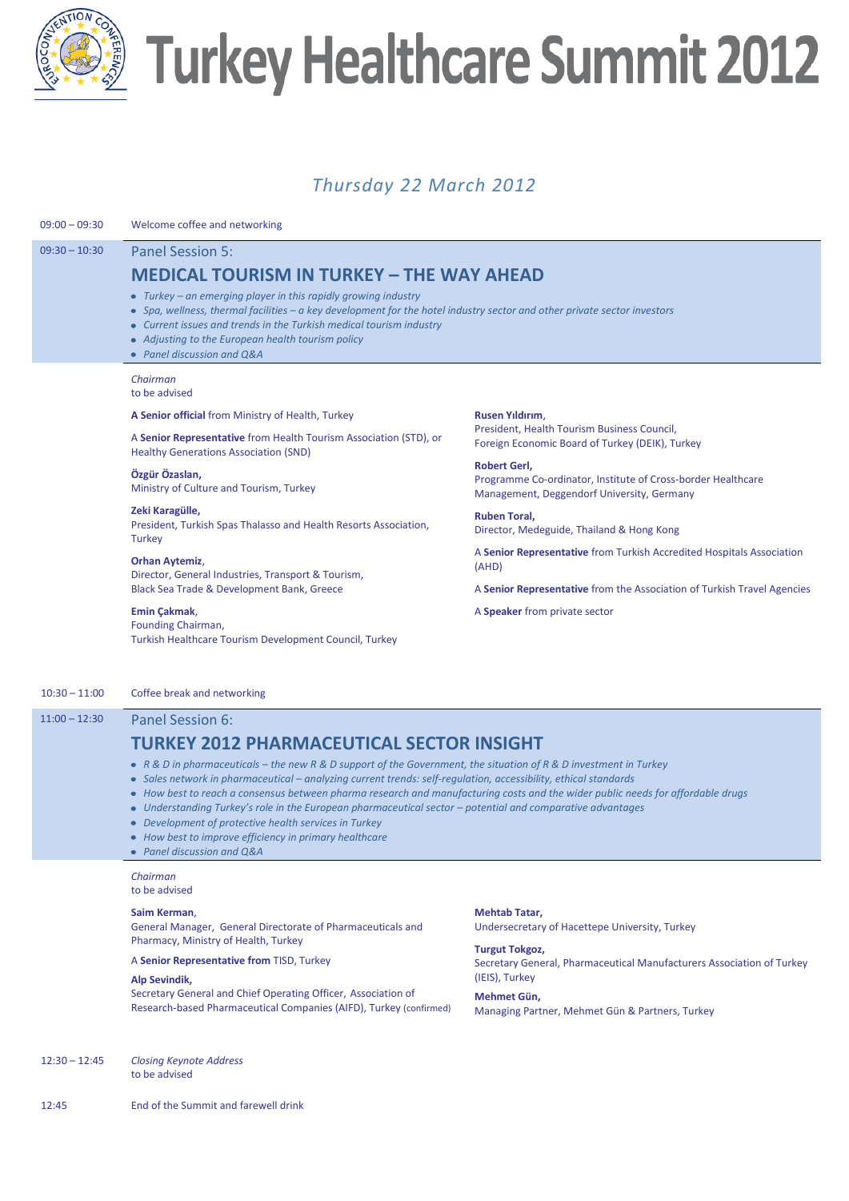# Turkey Healthcare Summit 2012

## *Thursday 22 March 2012*

09:00 – 09:30 Welcome coffee and networking

09:30 – 10:30 Panel Session 5:

## MEDICAL TOURISM IN TURKEY – THE WAY AHEAD

- *Turkey – an emerging player in this rapidly growing industry*
- *Spa, wellness, thermal facilities – a key development for the hotel industry sector and other private sector investors*
- *Current issues and trends in the Turkish medical tourism industry*
- *Adjusting to the European health tourism policy*
- *Panel discussion and Q&A*

*Chairman*
to be advised

**A Senior official** from Ministry of Health, Turkey

A **Senior Representative** from Health Tourism Association (STD), or Healthy Generations Association (SND)

**Özgür Özaslan,**
Ministry of Culture and Tourism, Turkey

**Zeki Karagülle,**
President, Turkish Spas Thalasso and Health Resorts Association, Turkey

**Orhan Aytemiz**,
Director, General Industries, Transport & Tourism, Black Sea Trade & Development Bank, Greece

**Emin Çakmak**,
Founding Chairman,
Turkish Healthcare Tourism Development Council, Turkey

**Rusen Yıldırım**,
President, Health Tourism Business Council,
Foreign Economic Board of Turkey (DEIK), Turkey

**Robert Gerl,**
Programme Co-ordinator, Institute of Cross-border Healthcare Management, Deggendorf University, Germany

**Ruben Toral,**
Director, Medeguide, Thailand & Hong Kong

A **Senior Representative** from Turkish Accredited Hospitals Association (AHD)

A **Senior Representative** from the Association of Turkish Travel Agencies

A **Speaker** from private sector

10:30 – 11:00 Coffee break and networking

11:00 – 12:30 Panel Session 6:

## TURKEY 2012 PHARMACEUTICAL SECTOR INSIGHT

- *R & D in pharmaceuticals – the new R & D support of the Government, the situation of R & D investment in Turkey*
- *Sales network in pharmaceutical – analyzing current trends: self-regulation, accessibility, ethical standards*
- *How best to reach a consensus between pharma research and manufacturing costs and the wider public needs for affordable drugs*
- *Understanding Turkey's role in the European pharmaceutical sector – potential and comparative advantages*
- *Development of protective health services in Turkey*
- *How best to improve efficiency in primary healthcare*
- *Panel discussion and Q&A*

*Chairman*
to be advised

**Saim Kerman**,
General Manager, General Directorate of Pharmaceuticals and Pharmacy, Ministry of Health, Turkey

A **Senior Representative from** TISD, Turkey

**Alp Sevindik,**
Secretary General and Chief Operating Officer, Association of Research-based Pharmaceutical Companies (AIFD), Turkey (confirmed)

**Mehtab Tatar,**
Undersecretary of Hacettepe University, Turkey

**Turgut Tokgoz,**
Secretary General, Pharmaceutical Manufacturers Association of Turkey (IEIS), Turkey

**Mehmet Gün,**
Managing Partner, Mehmet Gün & Partners, Turkey

12:30 – 12:45 *Closing Keynote Address*
to be advised

12:45 End of the Summit and farewell drink